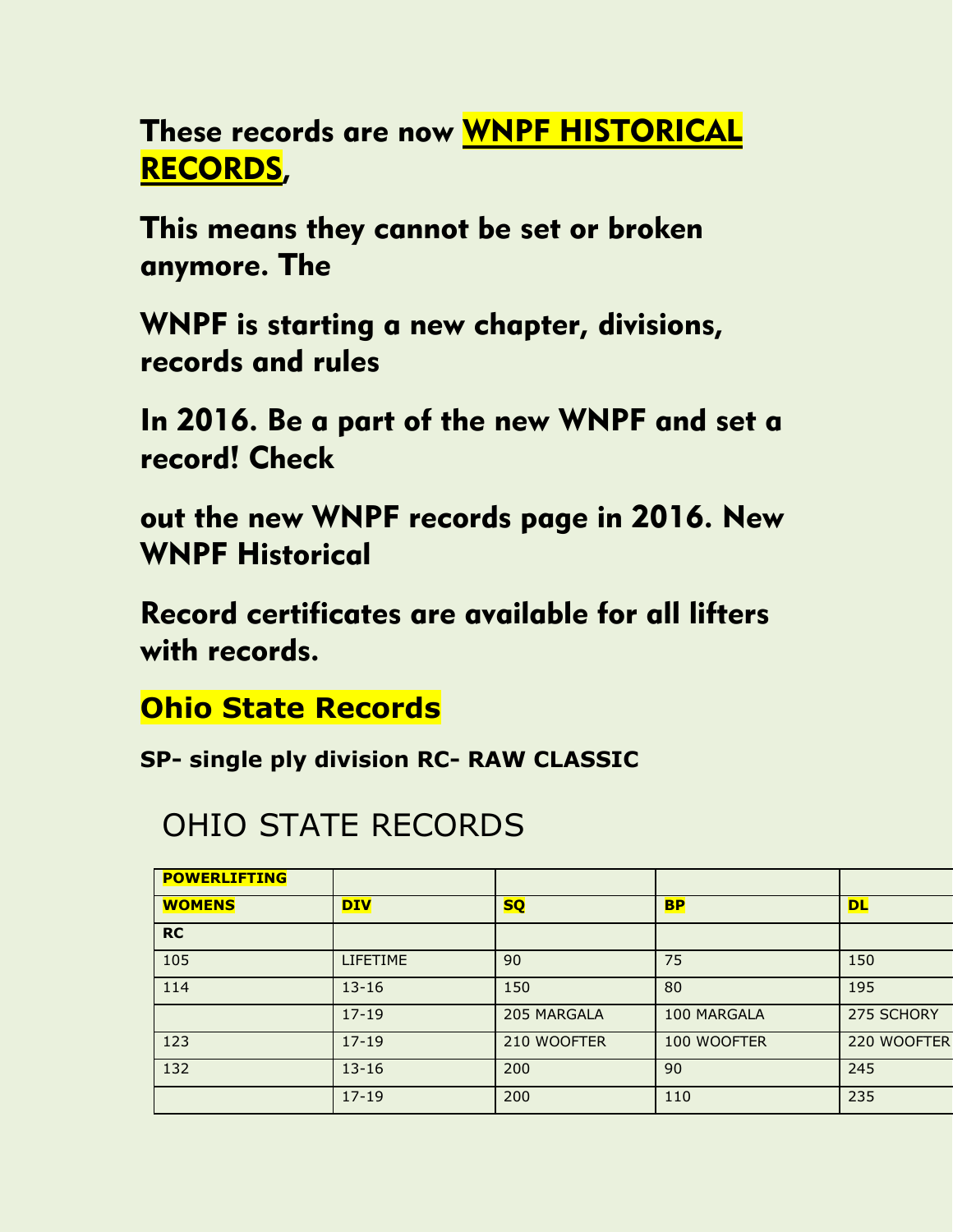**These records are now WNPF HISTORICAL RECORDS,**

**This means they cannot be set or broken anymore. The**

**WNPF is starting a new chapter, divisions, records and rules**

**In 2016. Be a part of the new WNPF and set a record! Check**

**out the new WNPF records page in 2016. New WNPF Historical**

**Record certificates are available for all lifters with records.**

## Ohio State Records

**SP- single ply division RC- RAW CLASSIC**

# OHIO STATE RECORDS

| POWERLIFTING | | | | |
|---|---|---|---|---|
| **WOMENS** | **DIV** | **SQ** | **BP** | **DL** |
| **RC** | | | | |
| 105 | LIFETIME | 90 | 75 | 150 |
| 114 | 13-16 | 150 | 80 | 195 |
| | 17-19 | 205 MARGALA | 100 MARGALA | 275 SCHORY |
| 123 | 17-19 | 210 WOOFTER | 100 WOOFTER | 220 WOOFTER |
| 132 | 13-16 | 200 | 90 | 245 |
| | 17-19 | 200 | 110 | 235 |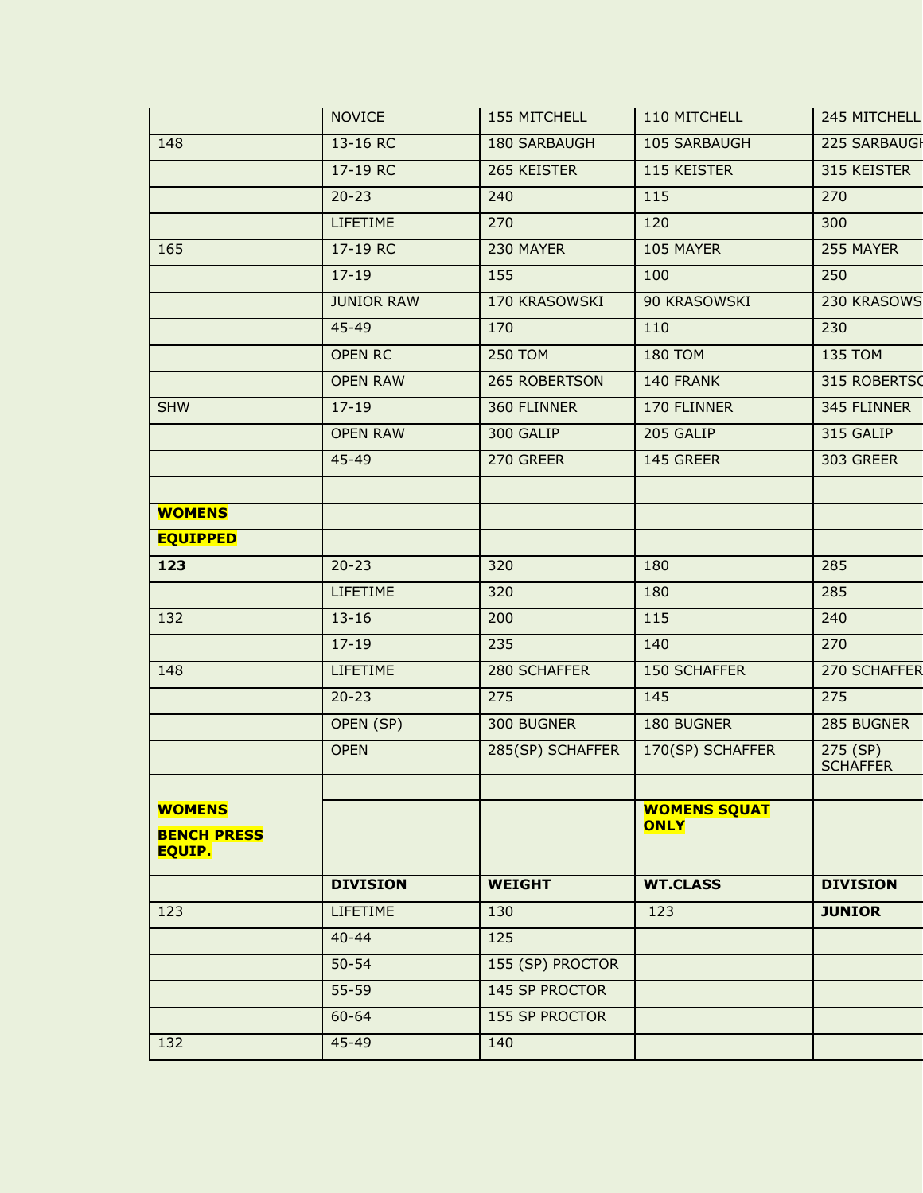|  |  |  |  |  |
|---|---|---|---|---|
|  | NOVICE | 155 MITCHELL | 110 MITCHELL | 245 MITCHELL |
| 148 | 13-16 RC | 180 SARBAUGH | 105 SARBAUGH | 225 SARBAUGH |
|  | 17-19 RC | 265 KEISTER | 115 KEISTER | 315 KEISTER |
|  | 20-23 | 240 | 115 | 270 |
|  | LIFETIME | 270 | 120 | 300 |
| 165 | 17-19 RC | 230 MAYER | 105 MAYER | 255 MAYER |
|  | 17-19 | 155 | 100 | 250 |
|  | JUNIOR RAW | 170 KRASOWSKI | 90 KRASOWSKI | 230 KRASOWSKI |
|  | 45-49 | 170 | 110 | 230 |
|  | OPEN RC | 250 TOM | 180 TOM | 135 TOM |
|  | OPEN RAW | 265 ROBERTSON | 140 FRANK | 315 ROBERTSON |
| SHW | 17-19 | 360 FLINNER | 170 FLINNER | 345 FLINNER |
|  | OPEN RAW | 300 GALIP | 205 GALIP | 315 GALIP |
|  | 45-49 | 270 GREER | 145 GREER | 303 GREER |
|  |  |  |  |  |
| **WOMENS** |  |  |  |  |
| **EQUIPPED** |  |  |  |  |
| **123** | 20-23 | 320 | 180 | 285 |
|  | LIFETIME | 320 | 180 | 285 |
| 132 | 13-16 | 200 | 115 | 240 |
|  | 17-19 | 235 | 140 | 270 |
| 148 | LIFETIME | 280 SCHAFFER | 150 SCHAFFER | 270 SCHAFFER |
|  | 20-23 | 275 | 145 | 275 |
|  | OPEN (SP) | 300 BUGNER | 180 BUGNER | 285 BUGNER |
|  | OPEN | 285(SP) SCHAFFER | 170(SP) SCHAFFER | 275 (SP) SCHAFFER |
|  |  |  |  |  |
| **WOMENS BENCH PRESS EQUIP.** |  |  | **WOMENS SQUAT ONLY** |  |
|  | **DIVISION** | **WEIGHT** | **WT.CLASS** | **DIVISION** |
| 123 | LIFETIME | 130 | 123 | **JUNIOR** |
|  | 40-44 | 125 |  |  |
|  | 50-54 | 155 (SP) PROCTOR |  |  |
|  | 55-59 | 145 SP PROCTOR |  |  |
|  | 60-64 | 155 SP PROCTOR |  |  |
| 132 | 45-49 | 140 |  |  |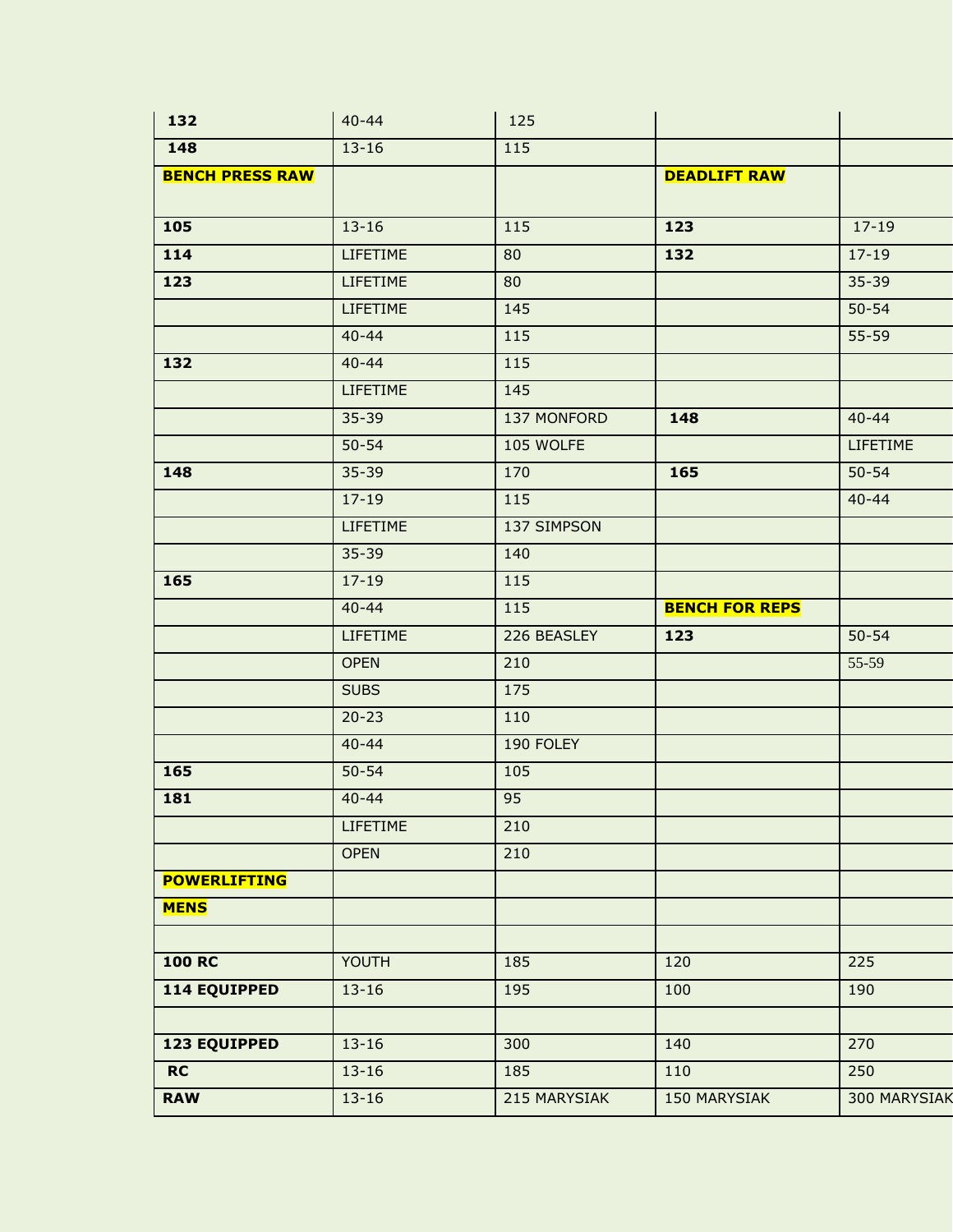| | | | | |
|---|---|---|---|---|
| **132** | 40-44 | 125 | | |
| **148** | 13-16 | 115 | | |
| **BENCH PRESS RAW** | | | **DEADLIFT RAW** | |
| **105** | 13-16 | 115 | **123** | 17-19 |
| **114** | LIFETIME | 80 | **132** | 17-19 |
| **123** | LIFETIME | 80 | | 35-39 |
| | LIFETIME | 145 | | 50-54 |
| | 40-44 | 115 | | 55-59 |
| **132** | 40-44 | 115 | | |
| | LIFETIME | 145 | | |
| | 35-39 | 137 MONFORD | **148** | 40-44 |
| | 50-54 | 105 WOLFE | | LIFETIME |
| **148** | 35-39 | 170 | **165** | 50-54 |
| | 17-19 | 115 | | 40-44 |
| | LIFETIME | 137 SIMPSON | | |
| | 35-39 | 140 | | |
| **165** | 17-19 | 115 | | |
| | 40-44 | 115 | **BENCH FOR REPS** | |
| | LIFETIME | 226 BEASLEY | **123** | 50-54 |
| | OPEN | 210 | | 55-59 |
| | SUBS | 175 | | |
| | 20-23 | 110 | | |
| | 40-44 | 190 FOLEY | | |
| **165** | 50-54 | 105 | | |
| **181** | 40-44 | 95 | | |
| | LIFETIME | 210 | | |
| | OPEN | 210 | | |
| **POWERLIFTING** | | | | |
| **MENS** | | | | |
| | | | | |
| **100 RC** | YOUTH | 185 | 120 | 225 |
| **114 EQUIPPED** | 13-16 | 195 | 100 | 190 |
| | | | | |
| **123 EQUIPPED** | 13-16 | 300 | 140 | 270 |
| **RC** | 13-16 | 185 | 110 | 250 |
| **RAW** | 13-16 | 215 MARYSIAK | 150 MARYSIAK | 300 MARYSIAK |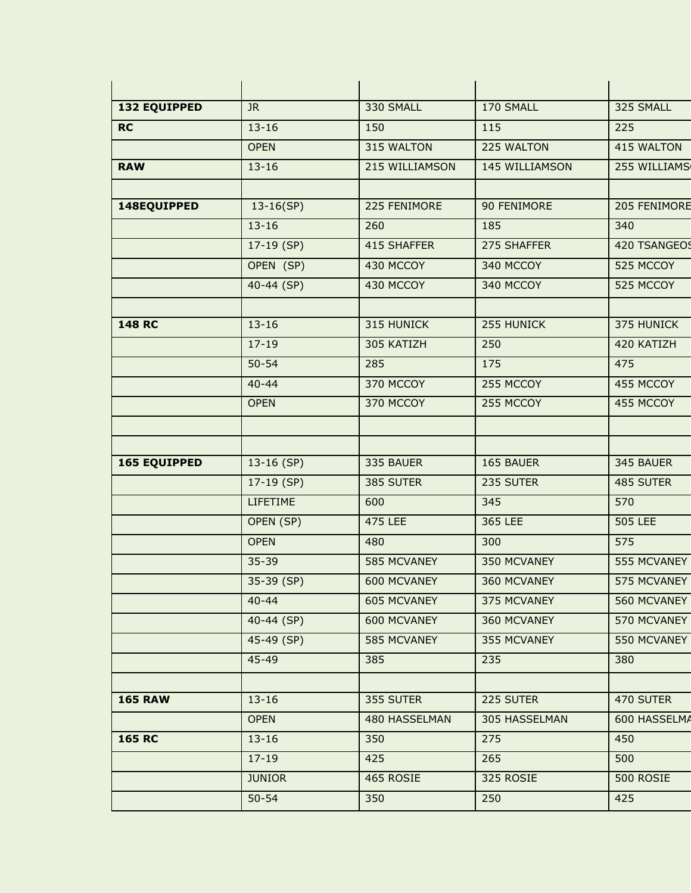| | | | | |
|---|---|---|---|---|
| **132 EQUIPPED** | JR | 330 SMALL | 170 SMALL | 325 SMALL |
| **RC** | 13-16 | 150 | 115 | 225 |
| | OPEN | 315 WALTON | 225 WALTON | 415 WALTON |
| **RAW** | 13-16 | 215 WILLIAMSON | 145 WILLIAMSON | 255 WILLIAMS |
| | | | | |
| **148EQUIPPED** | 13-16(SP) | 225 FENIMORE | 90 FENIMORE | 205 FENIMORE |
| | 13-16 | 260 | 185 | 340 |
| | 17-19 (SP) | 415 SHAFFER | 275 SHAFFER | 420 TSANGEO |
| | OPEN (SP) | 430 MCCOY | 340 MCCOY | 525 MCCOY |
| | 40-44 (SP) | 430 MCCOY | 340 MCCOY | 525 MCCOY |
| | | | | |
| **148 RC** | 13-16 | 315 HUNICK | 255 HUNICK | 375 HUNICK |
| | 17-19 | 305 KATIZH | 250 | 420 KATIZH |
| | 50-54 | 285 | 175 | 475 |
| | 40-44 | 370 MCCOY | 255 MCCOY | 455 MCCOY |
| | OPEN | 370 MCCOY | 255 MCCOY | 455 MCCOY |
| | | | | |
| | | | | |
| **165 EQUIPPED** | 13-16 (SP) | 335 BAUER | 165 BAUER | 345 BAUER |
| | 17-19 (SP) | 385 SUTER | 235 SUTER | 485 SUTER |
| | LIFETIME | 600 | 345 | 570 |
| | OPEN (SP) | 475 LEE | 365 LEE | 505 LEE |
| | OPEN | 480 | 300 | 575 |
| | 35-39 | 585 MCVANEY | 350 MCVANEY | 555 MCVANEY |
| | 35-39 (SP) | 600 MCVANEY | 360 MCVANEY | 575 MCVANEY |
| | 40-44 | 605 MCVANEY | 375 MCVANEY | 560 MCVANEY |
| | 40-44 (SP) | 600 MCVANEY | 360 MCVANEY | 570 MCVANEY |
| | 45-49 (SP) | 585 MCVANEY | 355 MCVANEY | 550 MCVANEY |
| | 45-49 | 385 | 235 | 380 |
| | | | | |
| **165 RAW** | 13-16 | 355 SUTER | 225 SUTER | 470 SUTER |
| | OPEN | 480 HASSELMAN | 305 HASSELMAN | 600 HASSELMA |
| **165 RC** | 13-16 | 350 | 275 | 450 |
| | 17-19 | 425 | 265 | 500 |
| | JUNIOR | 465 ROSIE | 325 ROSIE | 500 ROSIE |
| | 50-54 | 350 | 250 | 425 |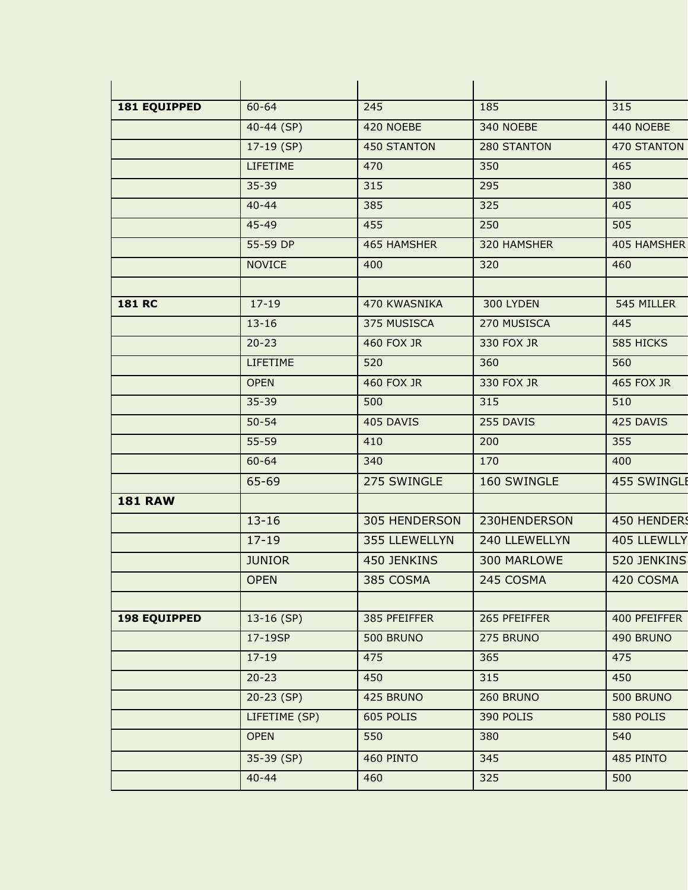| | | | | |
|---|---|---|---|---|
| **181 EQUIPPED** | 60-64 | 245 | 185 | 315 |
| | 40-44 (SP) | 420 NOEBE | 340 NOEBE | 440 NOEBE |
| | 17-19 (SP) | 450 STANTON | 280 STANTON | 470 STANTON |
| | LIFETIME | 470 | 350 | 465 |
| | 35-39 | 315 | 295 | 380 |
| | 40-44 | 385 | 325 | 405 |
| | 45-49 | 455 | 250 | 505 |
| | 55-59 DP | 465 HAMSHER | 320 HAMSHER | 405 HAMSHER |
| | NOVICE | 400 | 320 | 460 |
| | | | | |
| **181 RC** | 17-19 | 470 KWASNIKA | 300 LYDEN | 545 MILLER |
| | 13-16 | 375 MUSISCA | 270 MUSISCA | 445 |
| | 20-23 | 460 FOX JR | 330 FOX JR | 585 HICKS |
| | LIFETIME | 520 | 360 | 560 |
| | OPEN | 460 FOX JR | 330 FOX JR | 465 FOX JR |
| | 35-39 | 500 | 315 | 510 |
| | 50-54 | 405 DAVIS | 255 DAVIS | 425 DAVIS |
| | 55-59 | 410 | 200 | 355 |
| | 60-64 | 340 | 170 | 400 |
| | 65-69 | 275 SWINGLE | 160 SWINGLE | 455 SWINGLE |
| **181 RAW** | | | | |
| | 13-16 | 305 HENDERSON | 230HENDERSON | 450 HENDERS |
| | 17-19 | 355 LLEWELLYN | 240 LLEWELLYN | 405 LLEWLLY |
| | JUNIOR | 450 JENKINS | 300 MARLOWE | 520 JENKINS |
| | OPEN | 385 COSMA | 245 COSMA | 420 COSMA |
| | | | | |
| **198 EQUIPPED** | 13-16 (SP) | 385 PFEIFFER | 265 PFEIFFER | 400 PFEIFFER |
| | 17-19SP | 500 BRUNO | 275 BRUNO | 490 BRUNO |
| | 17-19 | 475 | 365 | 475 |
| | 20-23 | 450 | 315 | 450 |
| | 20-23 (SP) | 425 BRUNO | 260 BRUNO | 500 BRUNO |
| | LIFETIME (SP) | 605 POLIS | 390 POLIS | 580 POLIS |
| | OPEN | 550 | 380 | 540 |
| | 35-39 (SP) | 460 PINTO | 345 | 485 PINTO |
| | 40-44 | 460 | 325 | 500 |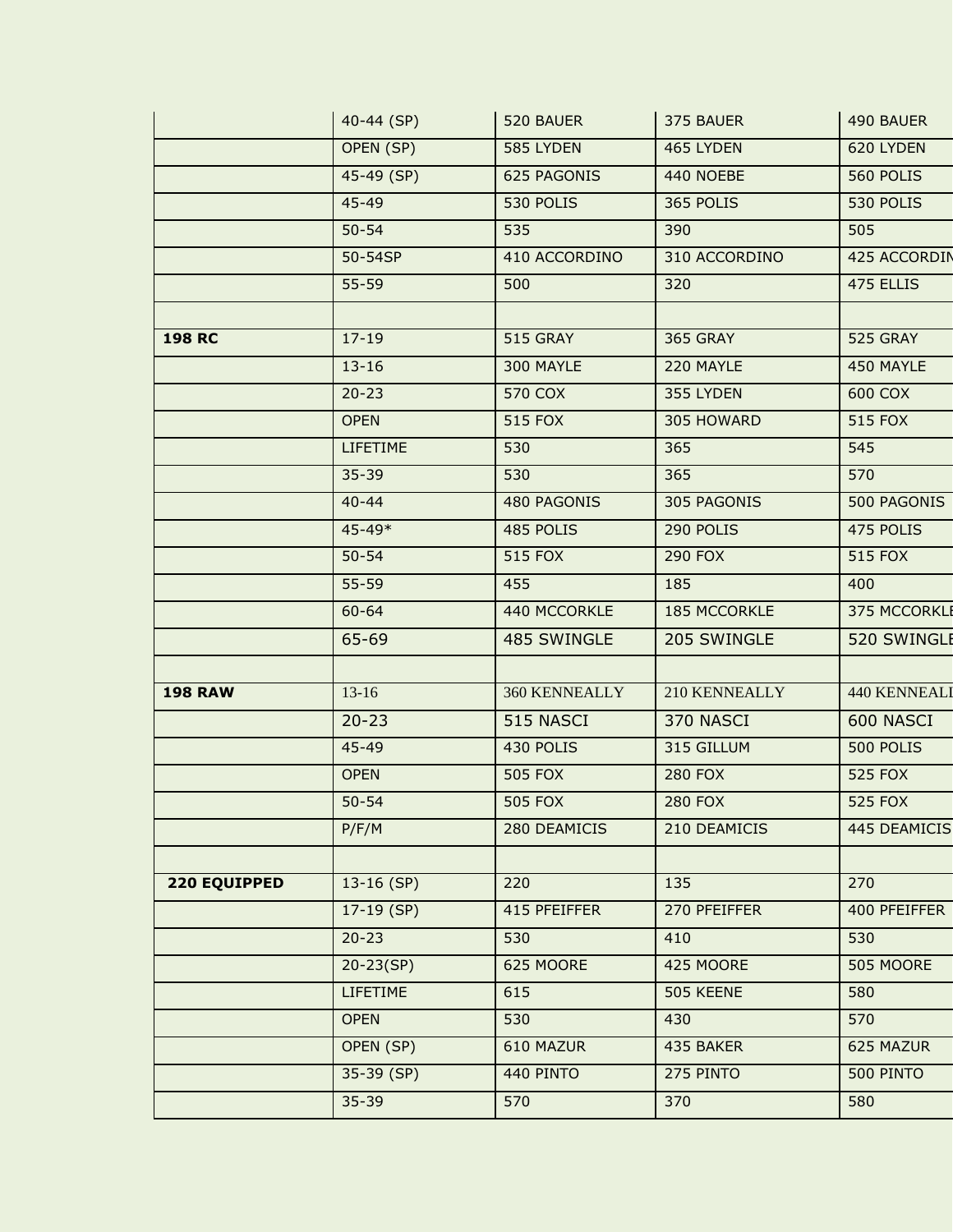| | | | | |
|---|---|---|---|---|
| | 40-44 (SP) | 520 BAUER | 375 BAUER | 490 BAUER |
| | OPEN (SP) | 585 LYDEN | 465 LYDEN | 620 LYDEN |
| | 45-49 (SP) | 625 PAGONIS | 440 NOEBE | 560 POLIS |
| | 45-49 | 530 POLIS | 365 POLIS | 530 POLIS |
| | 50-54 | 535 | 390 | 505 |
| | 50-54SP | 410 ACCORDINO | 310 ACCORDINO | 425 ACCORDIN |
| | 55-59 | 500 | 320 | 475 ELLIS |
| | | | | |
| **198 RC** | 17-19 | 515 GRAY | 365 GRAY | 525 GRAY |
| | 13-16 | 300 MAYLE | 220 MAYLE | 450 MAYLE |
| | 20-23 | 570 COX | 355 LYDEN | 600 COX |
| | OPEN | 515 FOX | 305 HOWARD | 515 FOX |
| | LIFETIME | 530 | 365 | 545 |
| | 35-39 | 530 | 365 | 570 |
| | 40-44 | 480 PAGONIS | 305 PAGONIS | 500 PAGONIS |
| | 45-49* | 485 POLIS | 290 POLIS | 475 POLIS |
| | 50-54 | 515 FOX | 290 FOX | 515 FOX |
| | 55-59 | 455 | 185 | 400 |
| | 60-64 | 440 MCCORKLE | 185 MCCORKLE | 375 MCCORKLE |
| | 65-69 | 485 SWINGLE | 205 SWINGLE | 520 SWINGLE |
| | | | | |
| **198 RAW** | 13-16 | 360 KENNEALLY | 210 KENNEALLY | 440 KENNEALL |
| | 20-23 | 515 NASCI | 370 NASCI | 600 NASCI |
| | 45-49 | 430 POLIS | 315 GILLUM | 500 POLIS |
| | OPEN | 505 FOX | 280 FOX | 525 FOX |
| | 50-54 | 505 FOX | 280 FOX | 525 FOX |
| | P/F/M | 280 DEAMICIS | 210 DEAMICIS | 445 DEAMICIS |
| | | | | |
| **220 EQUIPPED** | 13-16 (SP) | 220 | 135 | 270 |
| | 17-19 (SP) | 415 PFEIFFER | 270 PFEIFFER | 400 PFEIFFER |
| | 20-23 | 530 | 410 | 530 |
| | 20-23(SP) | 625 MOORE | 425 MOORE | 505 MOORE |
| | LIFETIME | 615 | 505 KEENE | 580 |
| | OPEN | 530 | 430 | 570 |
| | OPEN (SP) | 610 MAZUR | 435 BAKER | 625 MAZUR |
| | 35-39 (SP) | 440 PINTO | 275 PINTO | 500 PINTO |
| | 35-39 | 570 | 370 | 580 |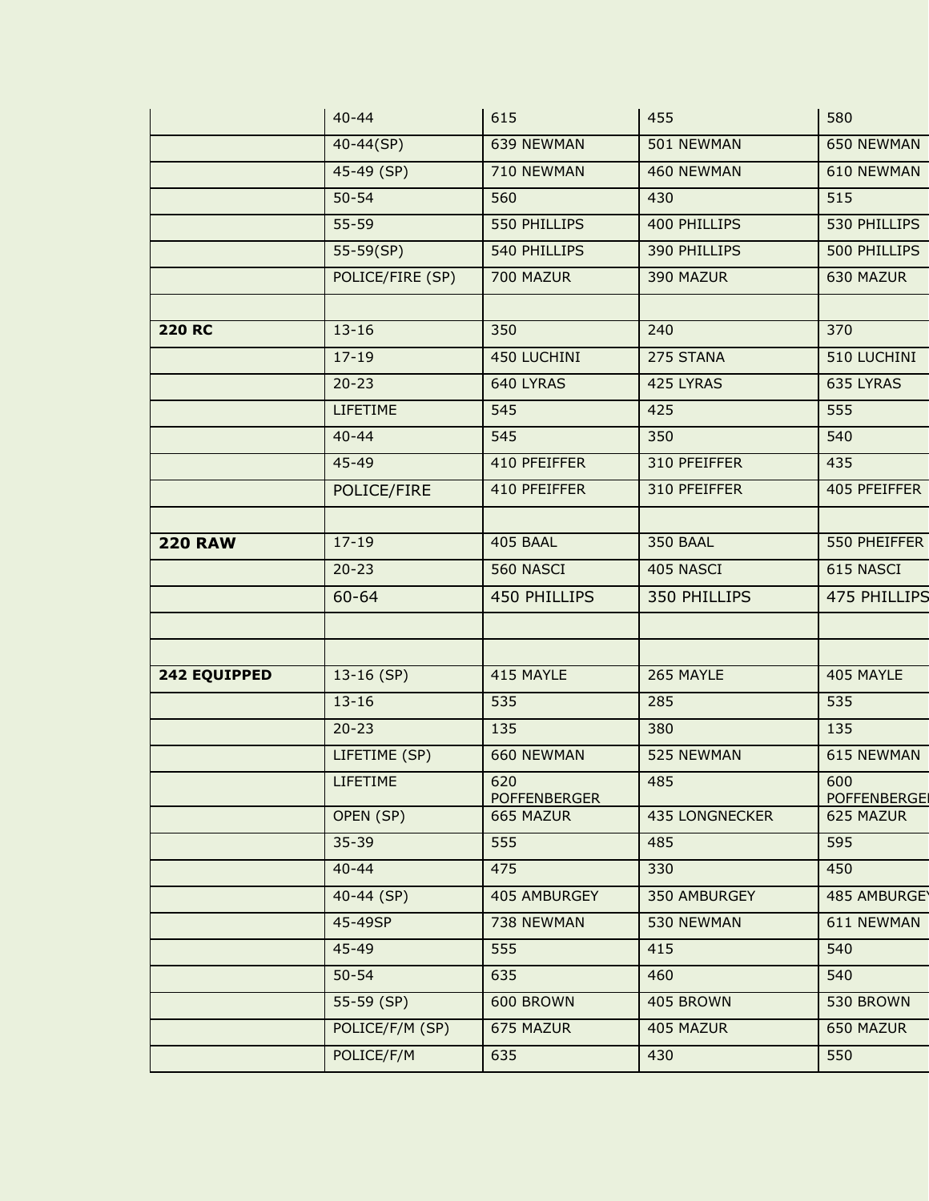| | | | | |
|---|---|---|---|---|
| | 40-44 | 615 | 455 | 580 |
| | 40-44(SP) | 639 NEWMAN | 501 NEWMAN | 650 NEWMAN |
| | 45-49 (SP) | 710 NEWMAN | 460 NEWMAN | 610 NEWMAN |
| | 50-54 | 560 | 430 | 515 |
| | 55-59 | 550 PHILLIPS | 400 PHILLIPS | 530 PHILLIPS |
| | 55-59(SP) | 540 PHILLIPS | 390 PHILLIPS | 500 PHILLIPS |
| | POLICE/FIRE (SP) | 700 MAZUR | 390 MAZUR | 630 MAZUR |
| | | | | |
| **220 RC** | 13-16 | 350 | 240 | 370 |
| | 17-19 | 450 LUCHINI | 275 STANA | 510 LUCHINI |
| | 20-23 | 640 LYRAS | 425 LYRAS | 635 LYRAS |
| | LIFETIME | 545 | 425 | 555 |
| | 40-44 | 545 | 350 | 540 |
| | 45-49 | 410 PFEIFFER | 310 PFEIFFER | 435 |
| | POLICE/FIRE | 410 PFEIFFER | 310 PFEIFFER | 405 PFEIFFER |
| | | | | |
| **220 RAW** | 17-19 | 405 BAAL | 350 BAAL | 550 PHEIFFER |
| | 20-23 | 560 NASCI | 405 NASCI | 615 NASCI |
| | 60-64 | 450 PHILLIPS | 350 PHILLIPS | 475 PHILLIPS |
| | | | | |
| | | | | |
| **242 EQUIPPED** | 13-16 (SP) | 415 MAYLE | 265 MAYLE | 405 MAYLE |
| | 13-16 | 535 | 285 | 535 |
| | 20-23 | 135 | 380 | 135 |
| | LIFETIME (SP) | 660 NEWMAN | 525 NEWMAN | 615 NEWMAN |
| | LIFETIME | 620 POFFENBERGER | 485 | 600 POFFENBERGER |
| | OPEN (SP) | 665 MAZUR | 435 LONGNECKER | 625 MAZUR |
| | 35-39 | 555 | 485 | 595 |
| | 40-44 | 475 | 330 | 450 |
| | 40-44 (SP) | 405 AMBURGEY | 350 AMBURGEY | 485 AMBURGEY |
| | 45-49SP | 738 NEWMAN | 530 NEWMAN | 611 NEWMAN |
| | 45-49 | 555 | 415 | 540 |
| | 50-54 | 635 | 460 | 540 |
| | 55-59 (SP) | 600 BROWN | 405 BROWN | 530 BROWN |
| | POLICE/F/M (SP) | 675 MAZUR | 405 MAZUR | 650 MAZUR |
| | POLICE/F/M | 635 | 430 | 550 |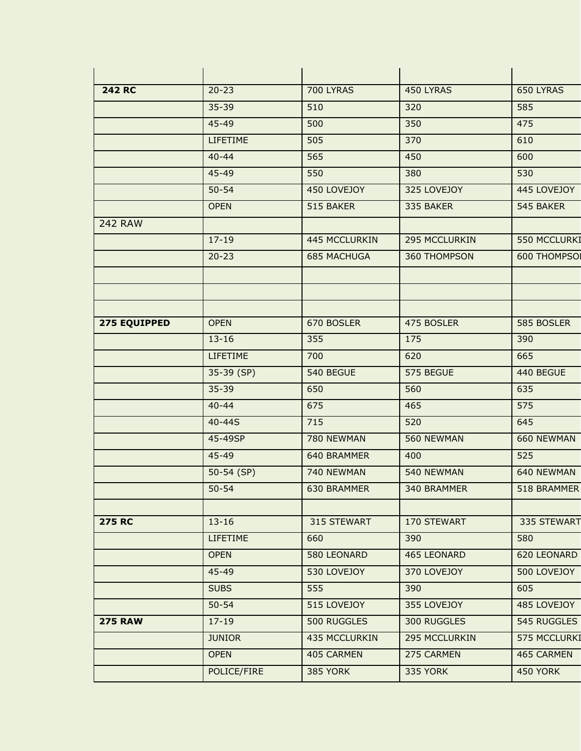| | | | | |
|---|---|---|---|---|
| **242 RC** | 20-23 | 700 LYRAS | 450 LYRAS | 650 LYRAS |
| | 35-39 | 510 | 320 | 585 |
| | 45-49 | 500 | 350 | 475 |
| | LIFETIME | 505 | 370 | 610 |
| | 40-44 | 565 | 450 | 600 |
| | 45-49 | 550 | 380 | 530 |
| | 50-54 | 450 LOVEJOY | 325 LOVEJOY | 445 LOVEJOY |
| | OPEN | 515 BAKER | 335 BAKER | 545 BAKER |
| 242 RAW | | | | |
| | 17-19 | 445 MCCLURKIN | 295 MCCLURKIN | 550 MCCLURKI |
| | 20-23 | 685 MACHUGA | 360 THOMPSON | 600 THOMPSO |
| | | | | |
| | | | | |
| | | | | |
| **275 EQUIPPED** | OPEN | 670 BOSLER | 475 BOSLER | 585 BOSLER |
| | 13-16 | 355 | 175 | 390 |
| | LIFETIME | 700 | 620 | 665 |
| | 35-39 (SP) | 540 BEGUE | 575 BEGUE | 440 BEGUE |
| | 35-39 | 650 | 560 | 635 |
| | 40-44 | 675 | 465 | 575 |
| | 40-44S | 715 | 520 | 645 |
| | 45-49SP | 780 NEWMAN | 560 NEWMAN | 660 NEWMAN |
| | 45-49 | 640 BRAMMER | 400 | 525 |
| | 50-54 (SP) | 740 NEWMAN | 540 NEWMAN | 640 NEWMAN |
| | 50-54 | 630 BRAMMER | 340 BRAMMER | 518 BRAMMER |
| | | | | |
| **275 RC** | 13-16 | 315 STEWART | 170 STEWART | 335 STEWART |
| | LIFETIME | 660 | 390 | 580 |
| | OPEN | 580 LEONARD | 465 LEONARD | 620 LEONARD |
| | 45-49 | 530 LOVEJOY | 370 LOVEJOY | 500 LOVEJOY |
| | SUBS | 555 | 390 | 605 |
| | 50-54 | 515 LOVEJOY | 355 LOVEJOY | 485 LOVEJOY |
| **275 RAW** | 17-19 | 500 RUGGLES | 300 RUGGLES | 545 RUGGLES |
| | JUNIOR | 435 MCCLURKIN | 295 MCCLURKIN | 575 MCCLURKI |
| | OPEN | 405 CARMEN | 275 CARMEN | 465 CARMEN |
| | POLICE/FIRE | 385 YORK | 335 YORK | 450 YORK |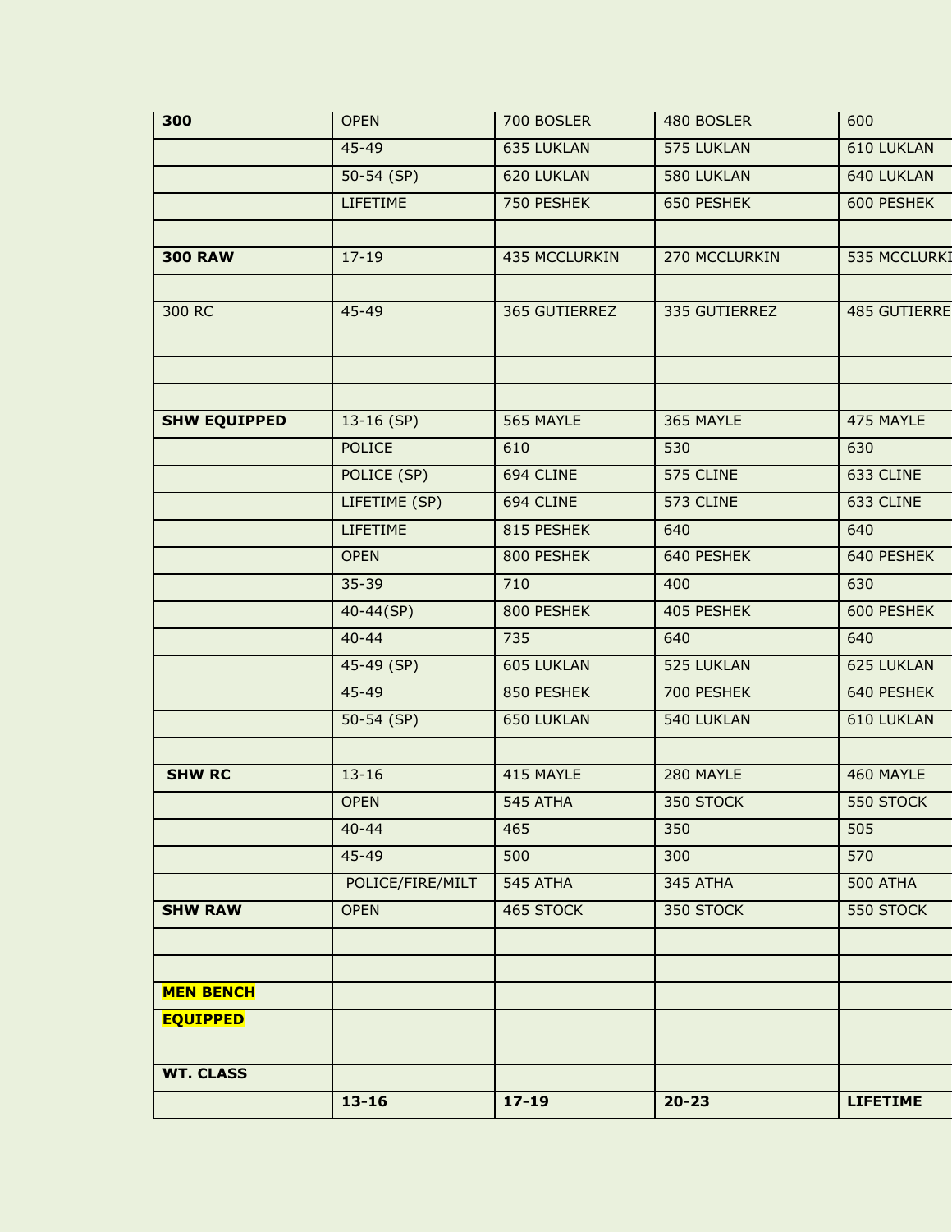| 300 | OPEN | 700 BOSLER | 480 BOSLER | 600 |
|---|---|---|---|---|
| | 45-49 | 635 LUKLAN | 575 LUKLAN | 610 LUKLAN |
| | 50-54 (SP) | 620 LUKLAN | 580 LUKLAN | 640 LUKLAN |
| | LIFETIME | 750 PESHEK | 650 PESHEK | 600 PESHEK |
| | | | | |
| **300 RAW** | 17-19 | 435 MCCLURKIN | 270 MCCLURKIN | 535 MCCLURKI |
| | | | | |
| 300 RC | 45-49 | 365 GUTIERREZ | 335 GUTIERREZ | 485 GUTIERRE |
| | | | | |
| | | | | |
| | | | | |
| **SHW EQUIPPED** | 13-16 (SP) | 565 MAYLE | 365 MAYLE | 475 MAYLE |
| | POLICE | 610 | 530 | 630 |
| | POLICE (SP) | 694 CLINE | 575 CLINE | 633 CLINE |
| | LIFETIME (SP) | 694 CLINE | 573 CLINE | 633 CLINE |
| | LIFETIME | 815 PESHEK | 640 | 640 |
| | OPEN | 800 PESHEK | 640 PESHEK | 640 PESHEK |
| | 35-39 | 710 | 400 | 630 |
| | 40-44(SP) | 800 PESHEK | 405 PESHEK | 600 PESHEK |
| | 40-44 | 735 | 640 | 640 |
| | 45-49 (SP) | 605 LUKLAN | 525 LUKLAN | 625 LUKLAN |
| | 45-49 | 850 PESHEK | 700 PESHEK | 640 PESHEK |
| | 50-54 (SP) | 650 LUKLAN | 540 LUKLAN | 610 LUKLAN |
| | | | | |
| **SHW RC** | 13-16 | 415 MAYLE | 280 MAYLE | 460 MAYLE |
| | OPEN | 545 ATHA | 350 STOCK | 550 STOCK |
| | 40-44 | 465 | 350 | 505 |
| | 45-49 | 500 | 300 | 570 |
| | POLICE/FIRE/MILT | 545 ATHA | 345 ATHA | 500 ATHA |
| **SHW RAW** | OPEN | 465 STOCK | 350 STOCK | 550 STOCK |
| | | | | |
| | | | | |
| **MEN BENCH** | | | | |
| **EQUIPPED** | | | | |
| | | | | |
| **WT. CLASS** | | | | |
| | **13-16** | **17-19** | **20-23** | **LIFETIME** |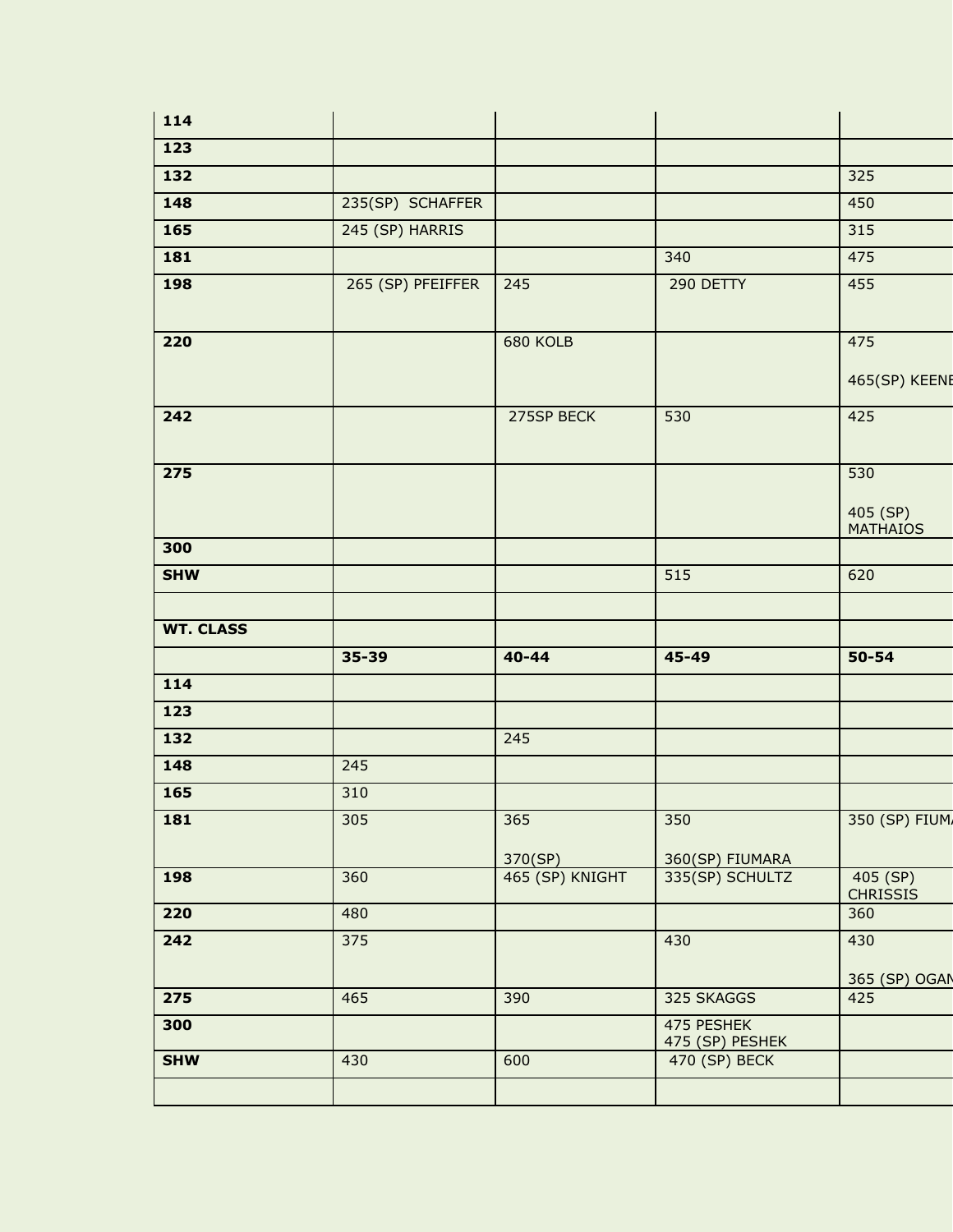| | | | | |
|---|---|---|---|---|
| **114** | | | | |
| **123** | | | | |
| **132** | | | | 325 |
| **148** | 235(SP) SCHAFFER | | | 450 |
| **165** | 245 (SP) HARRIS | | | 315 |
| **181** | | | 340 | 475 |
| **198** | 265 (SP) PFEIFFER | 245 | 290 DETTY | 455 |
| **220** | | 680 KOLB | | 475<br><br>465(SP) KEENE |
| **242** | | 275SP BECK | 530 | 425 |
| **275** | | | | 530<br><br>405 (SP) MATHAIOS |
| **300** | | | | |
| **SHW** | | | 515 | 620 |
| | | | | |
| **WT. CLASS** | | | | |
| | **35-39** | **40-44** | **45-49** | **50-54** |
| **114** | | | | |
| **123** | | | | |
| **132** | | 245 | | |
| **148** | 245 | | | |
| **165** | 310 | | | |
| **181** | 305 | 365<br><br>370(SP) | 350<br><br>360(SP) FIUMARA | 350 (SP) FIUMA |
| **198** | 360 | 465 (SP) KNIGHT | 335(SP) SCHULTZ | 405 (SP) CHRISSIS |
| **220** | 480 | | | 360 |
| **242** | 375 | | 430 | 430<br><br>365 (SP) OGAN |
| **275** | 465 | 390 | 325 SKAGGS | 425 |
| **300** | | | 475 PESHEK<br>475 (SP) PESHEK | |
| **SHW** | 430 | 600 | 470 (SP) BECK | |
| | | | | |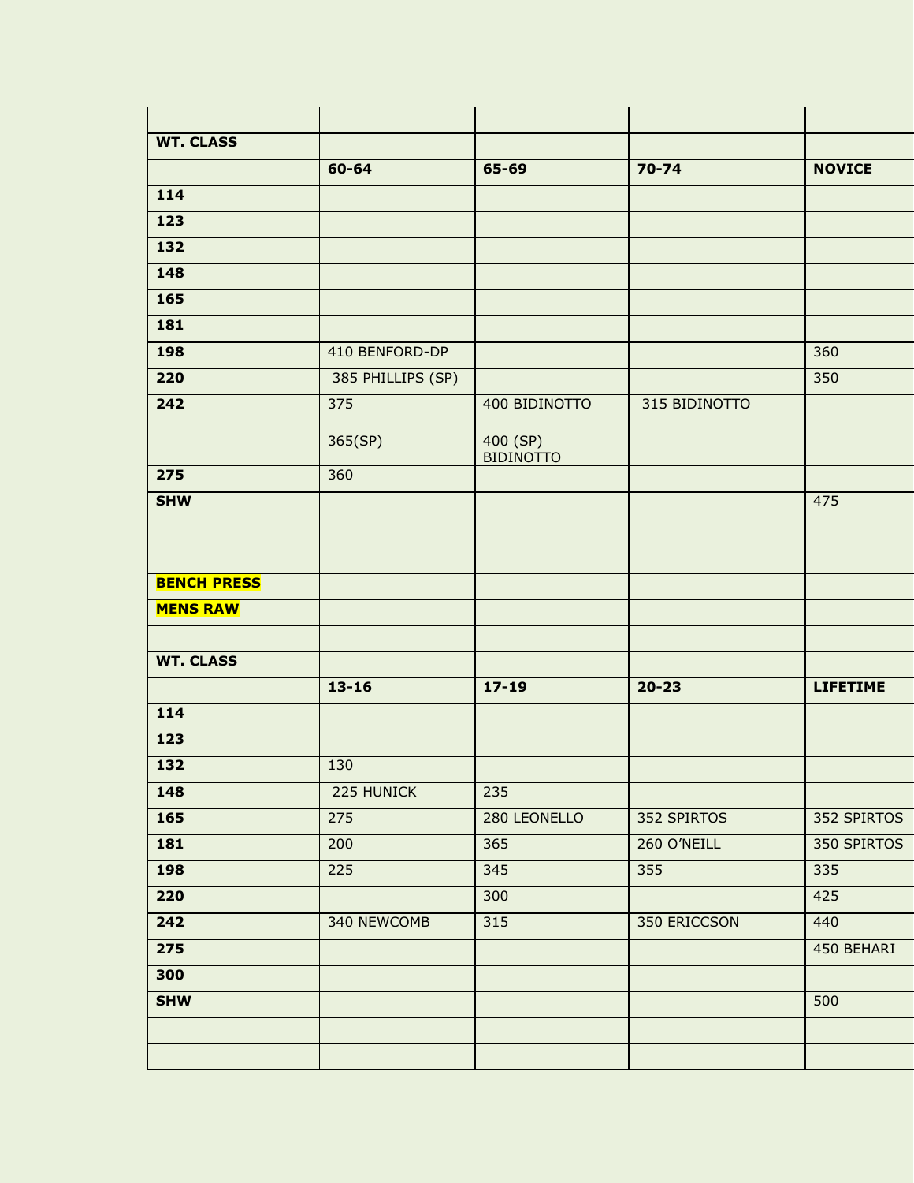| WT. CLASS | | | | |
|---|---|---|---|---|
| | **60-64** | **65-69** | **70-74** | **NOVICE** |
| **114** | | | | |
| **123** | | | | |
| **132** | | | | |
| **148** | | | | |
| **165** | | | | |
| **181** | | | | |
| **198** | 410 BENFORD-DP | | | 360 |
| **220** | 385 PHILLIPS (SP) | | | 350 |
| **242** | 375<br><br>365(SP) | 400 BIDINOTTO<br><br>400 (SP) BIDINOTTO | 315 BIDINOTTO | |
| **275** | 360 | | | |
| **SHW** | | | | 475 |

**BENCH PRESS**

**MENS RAW**

| WT. CLASS | | | | |
|---|---|---|---|---|
| | **13-16** | **17-19** | **20-23** | **LIFETIME** |
| **114** | | | | |
| **123** | | | | |
| **132** | 130 | | | |
| **148** | 225 HUNICK | 235 | | |
| **165** | 275 | 280 LEONELLO | 352 SPIRTOS | 352 SPIRTOS |
| **181** | 200 | 365 | 260 O'NEILL | 350 SPIRTOS |
| **198** | 225 | 345 | 355 | 335 |
| **220** | | 300 | | 425 |
| **242** | 340 NEWCOMB | 315 | 350 ERICCSON | 440 |
| **275** | | | | 450 BEHARI |
| **300** | | | | |
| **SHW** | | | | 500 |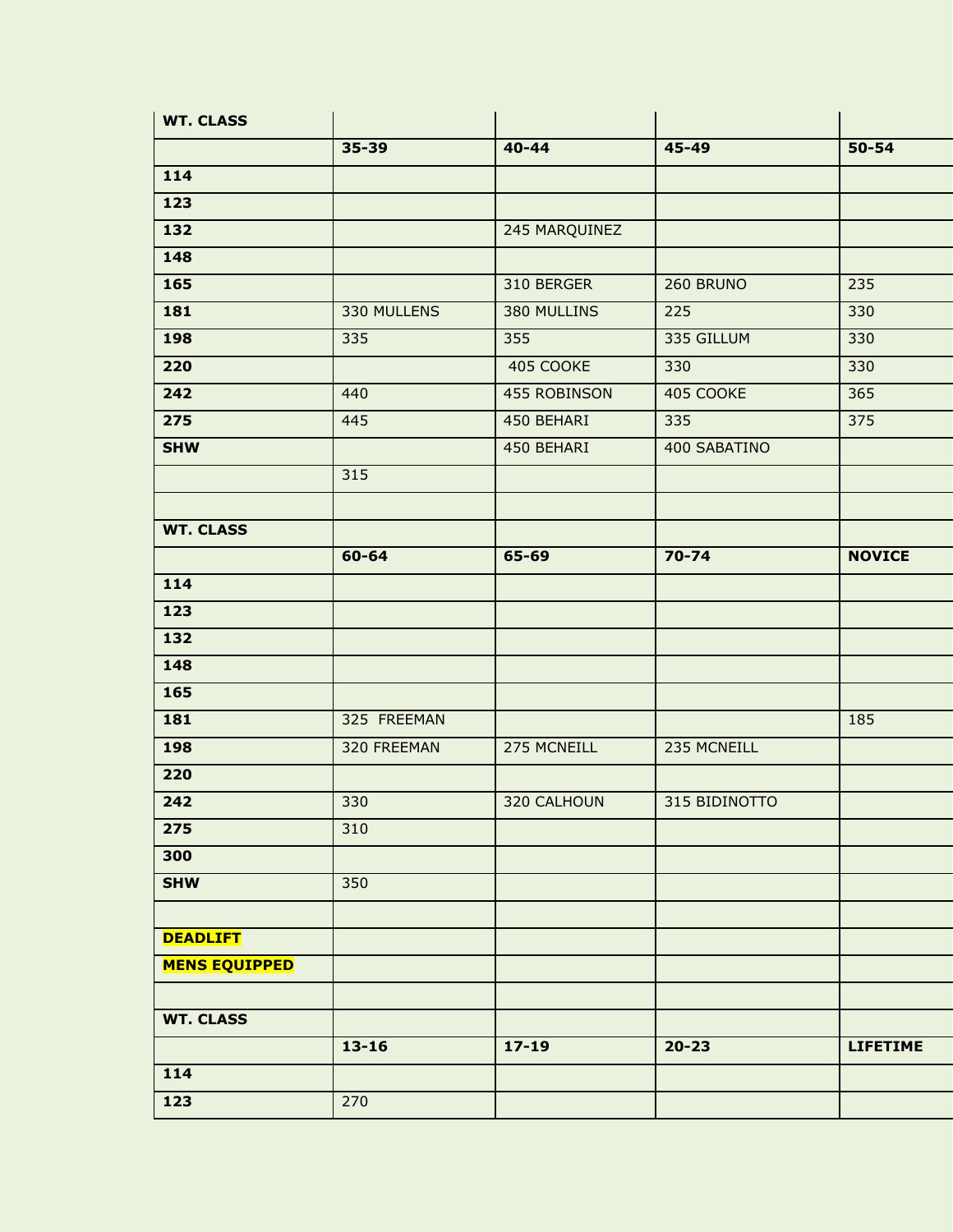| WT. CLASS | | | | |
|---|---|---|---|---|
| | **35-39** | **40-44** | **45-49** | **50-54** |
| **114** | | | | |
| **123** | | | | |
| **132** | | 245 MARQUINEZ | | |
| **148** | | | | |
| **165** | | 310 BERGER | 260 BRUNO | 235 |
| **181** | 330 MULLENS | 380 MULLINS | 225 | 330 |
| **198** | 335 | 355 | 335 GILLUM | 330 |
| **220** | | 405 COOKE | 330 | 330 |
| **242** | 440 | 455 ROBINSON | 405 COOKE | 365 |
| **275** | 445 | 450 BEHARI | 335 | 375 |
| **SHW** | | 450 BEHARI | 400 SABATINO | |
| | 315 | | | |
| | | | | |
| **WT. CLASS** | | | | |
| | **60-64** | **65-69** | **70-74** | **NOVICE** |
| **114** | | | | |
| **123** | | | | |
| **132** | | | | |
| **148** | | | | |
| **165** | | | | |
| **181** | 325 FREEMAN | | | 185 |
| **198** | 320 FREEMAN | 275 MCNEILL | 235 MCNEILL | |
| **220** | | | | |
| **242** | 330 | 320 CALHOUN | 315 BIDINOTTO | |
| **275** | 310 | | | |
| **300** | | | | |
| **SHW** | 350 | | | |

**DEADLIFT**

**MENS EQUIPPED**

| WT. CLASS | | | | |
|---|---|---|---|---|
| | **13-16** | **17-19** | **20-23** | **LIFETIME** |
| **114** | | | | |
| **123** | 270 | | | |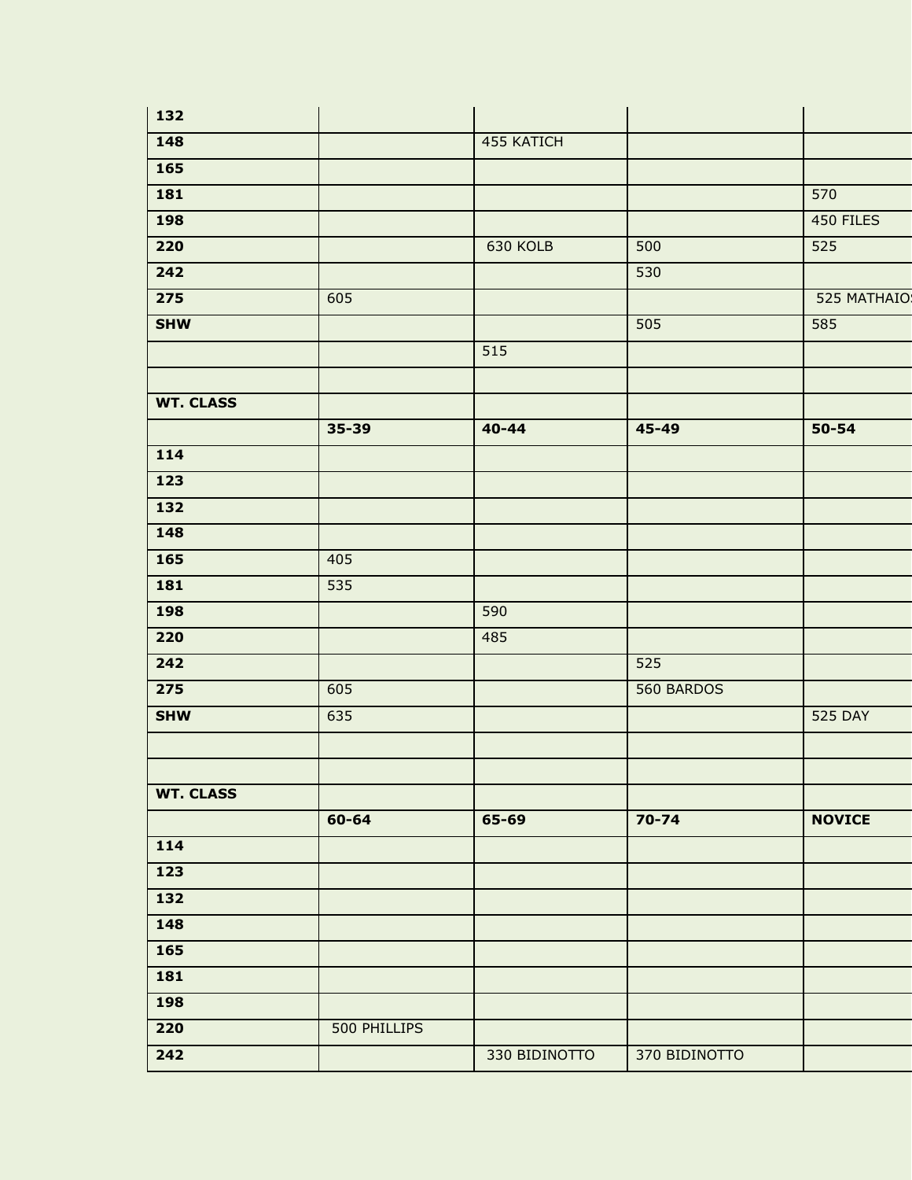| 132 | | | | |
|---|---|---|---|---|
| 148 | | 455 KATICH | | |
| 165 | | | | |
| 181 | | | | 570 |
| 198 | | | | 450 FILES |
| 220 | | 630 KOLB | 500 | 525 |
| 242 | | | 530 | |
| 275 | 605 | | | 525 MATHAIOS |
| SHW | | | 505 | 585 |
| | | 515 | | |
| | | | | |
| **WT. CLASS** | | | | |
| | **35-39** | **40-44** | **45-49** | **50-54** |
| 114 | | | | |
| 123 | | | | |
| 132 | | | | |
| 148 | | | | |
| 165 | 405 | | | |
| 181 | 535 | | | |
| 198 | | 590 | | |
| 220 | | 485 | | |
| 242 | | | 525 | |
| 275 | 605 | | 560 BARDOS | |
| SHW | 635 | | | 525 DAY |
| | | | | |
| | | | | |
| **WT. CLASS** | | | | |
| | **60-64** | **65-69** | **70-74** | **NOVICE** |
| 114 | | | | |
| 123 | | | | |
| 132 | | | | |
| 148 | | | | |
| 165 | | | | |
| 181 | | | | |
| 198 | | | | |
| 220 | 500 PHILLIPS | | | |
| 242 | | 330 BIDINOTTO | 370 BIDINOTTO | |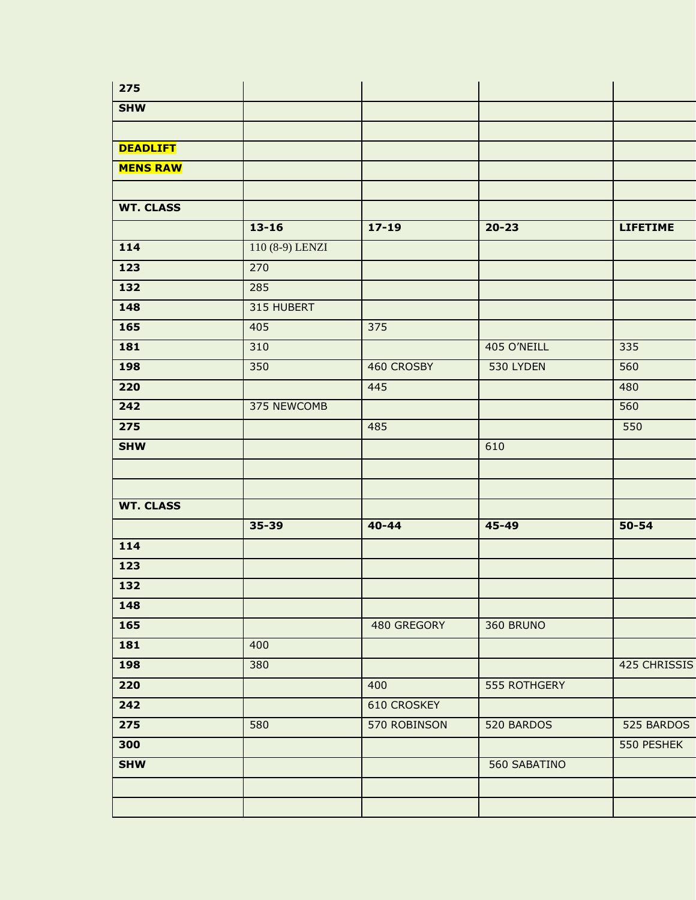| | | | | |
|---|---|---|---|---|
| **275** | | | | |
| **SHW** | | | | |
| | | | | |
| **DEADLIFT** | | | | |
| **MENS RAW** | | | | |
| | | | | |
| **WT. CLASS** | | | | |
| | **13-16** | **17-19** | **20-23** | **LIFETIME** |
| **114** | 110 (8-9) LENZI | | | |
| **123** | 270 | | | |
| **132** | 285 | | | |
| **148** | 315 HUBERT | | | |
| **165** | 405 | 375 | | |
| **181** | 310 | | 405 O'NEILL | 335 |
| **198** | 350 | 460 CROSBY | 530 LYDEN | 560 |
| **220** | | 445 | | 480 |
| **242** | 375 NEWCOMB | | | 560 |
| **275** | | 485 | | 550 |
| **SHW** | | | 610 | |
| | | | | |
| | | | | |
| **WT. CLASS** | | | | |
| | **35-39** | **40-44** | **45-49** | **50-54** |
| **114** | | | | |
| **123** | | | | |
| **132** | | | | |
| **148** | | | | |
| **165** | | 480 GREGORY | 360 BRUNO | |
| **181** | 400 | | | |
| **198** | 380 | | | 425 CHRISSIS |
| **220** | | 400 | 555 ROTHGERY | |
| **242** | | 610 CROSKEY | | |
| **275** | 580 | 570 ROBINSON | 520 BARDOS | 525 BARDOS |
| **300** | | | | 550 PESHEK |
| **SHW** | | | 560 SABATINO | |
| | | | | |
| | | | | |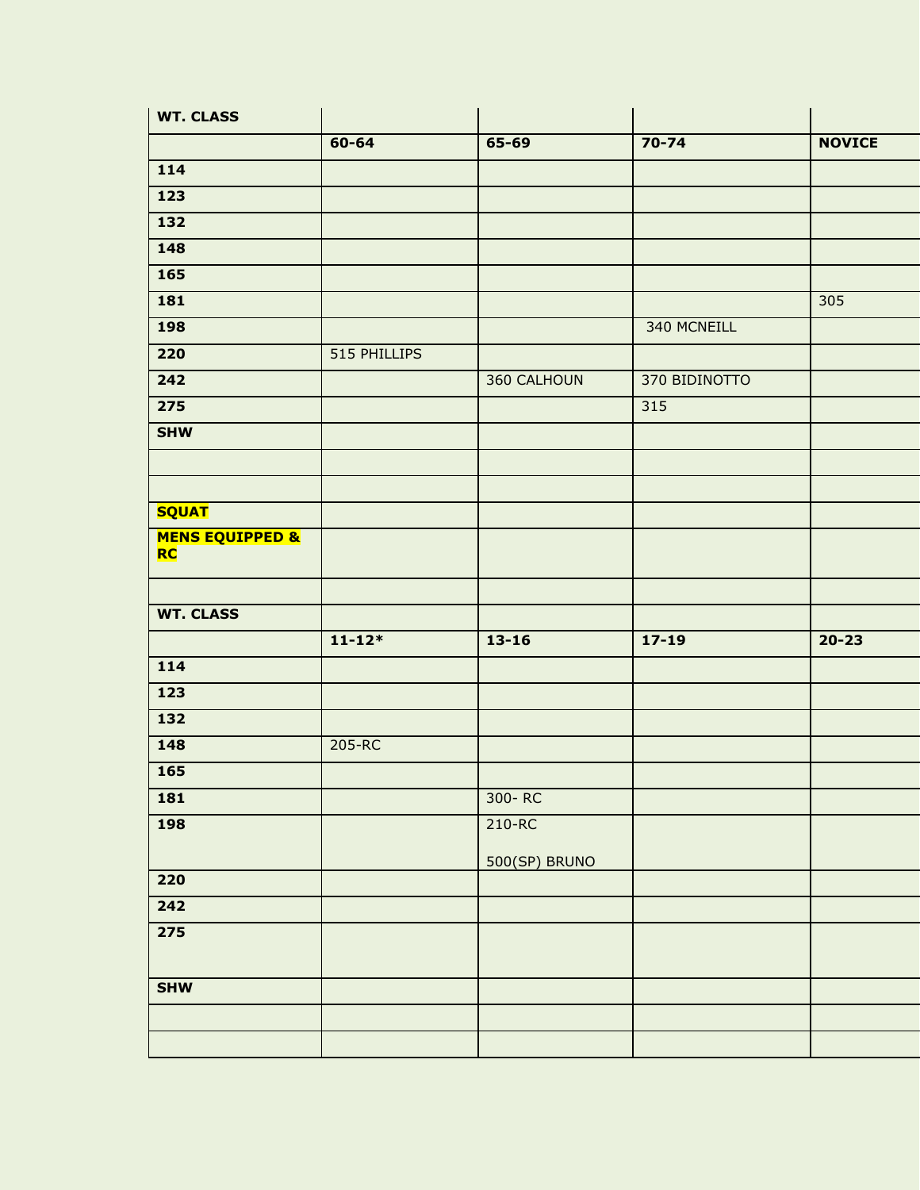| WT. CLASS | | | | |
|---|---|---|---|---|
| | **60-64** | **65-69** | **70-74** | **NOVICE** |
| **114** | | | | |
| **123** | | | | |
| **132** | | | | |
| **148** | | | | |
| **165** | | | | |
| **181** | | | | 305 |
| **198** | | | 340 MCNEILL | |
| **220** | 515 PHILLIPS | | | |
| **242** | | 360 CALHOUN | 370 BIDINOTTO | |
| **275** | | | 315 | |
| **SHW** | | | | |
| | | | | |
| | | | | |

**SQUAT**

**MENS EQUIPPED & RC**

| WT. CLASS | | | | |
|---|---|---|---|---|
| | **11-12*** | **13-16** | **17-19** | **20-23** |
| **114** | | | | |
| **123** | | | | |
| **132** | | | | |
| **148** | 205-RC | | | |
| **165** | | | | |
| **181** | | 300- RC | | |
| **198** | | 210-RC<br>500(SP) BRUNO | | |
| **220** | | | | |
| **242** | | | | |
| **275** | | | | |
| **SHW** | | | | |
| | | | | |
| | | | | |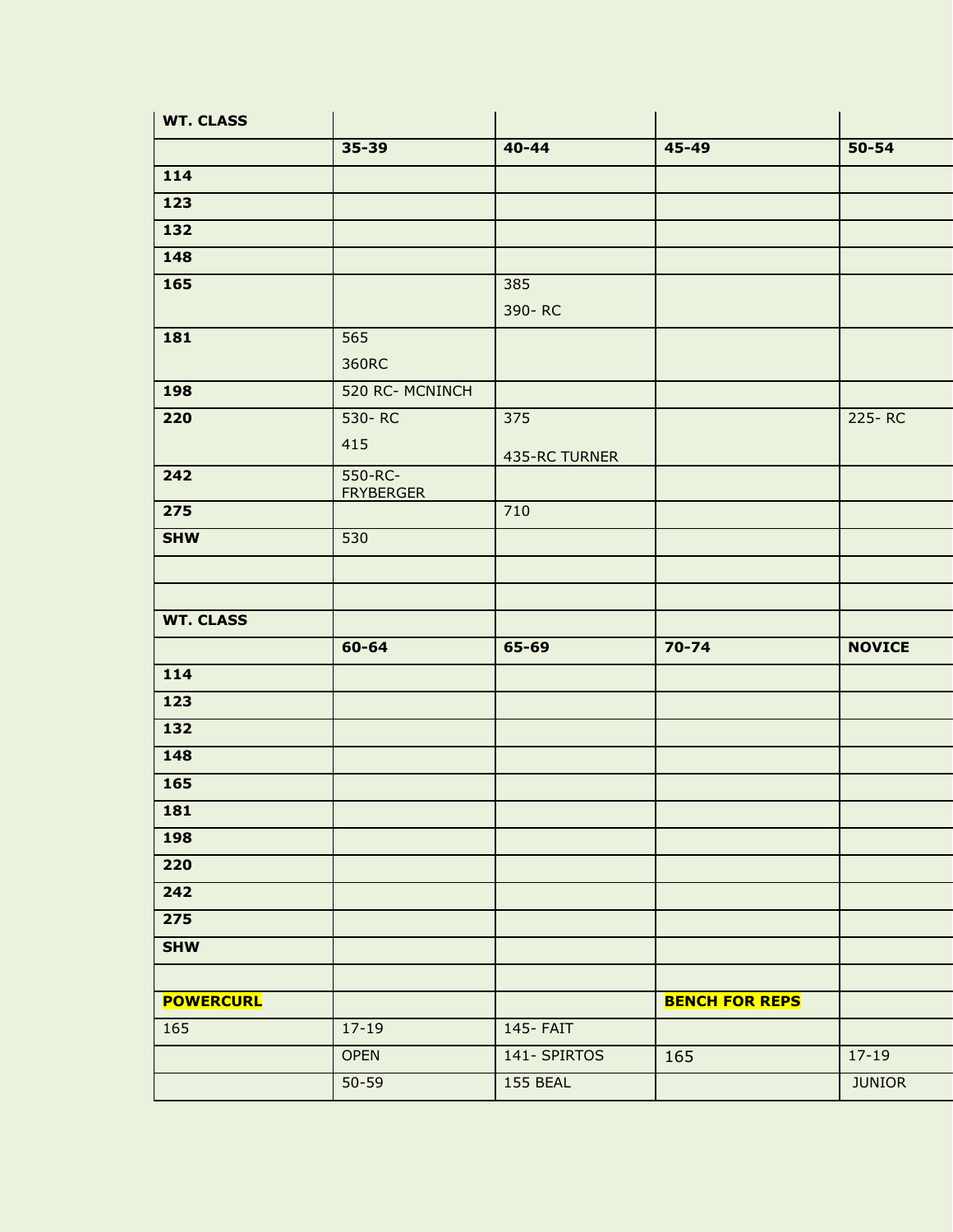| WT. CLASS | | | | |
|---|---|---|---|---|
| | **35-39** | **40-44** | **45-49** | **50-54** |
| **114** | | | | |
| **123** | | | | |
| **132** | | | | |
| **148** | | | | |
| **165** | | 385<br>390- RC | | |
| **181** | 565<br>360RC | | | |
| **198** | 520 RC- MCNINCH | | | |
| **220** | 530- RC<br>415 | 375<br>435-RC TURNER | | 225- RC |
| **242** | 550-RC-FRYBERGER | | | |
| **275** | | 710 | | |
| **SHW** | 530 | | | |
| | | | | |
| | | | | |
| **WT. CLASS** | | | | |
| | **60-64** | **65-69** | **70-74** | **NOVICE** |
| **114** | | | | |
| **123** | | | | |
| **132** | | | | |
| **148** | | | | |
| **165** | | | | |
| **181** | | | | |
| **198** | | | | |
| **220** | | | | |
| **242** | | | | |
| **275** | | | | |
| **SHW** | | | | |
| | | | | |
| **POWERCURL** | | | **BENCH FOR REPS** | |
| 165 | 17-19 | 145- FAIT | | |
| | OPEN | 141- SPIRTOS | 165 | 17-19 |
| | 50-59 | 155 BEAL | | JUNIOR |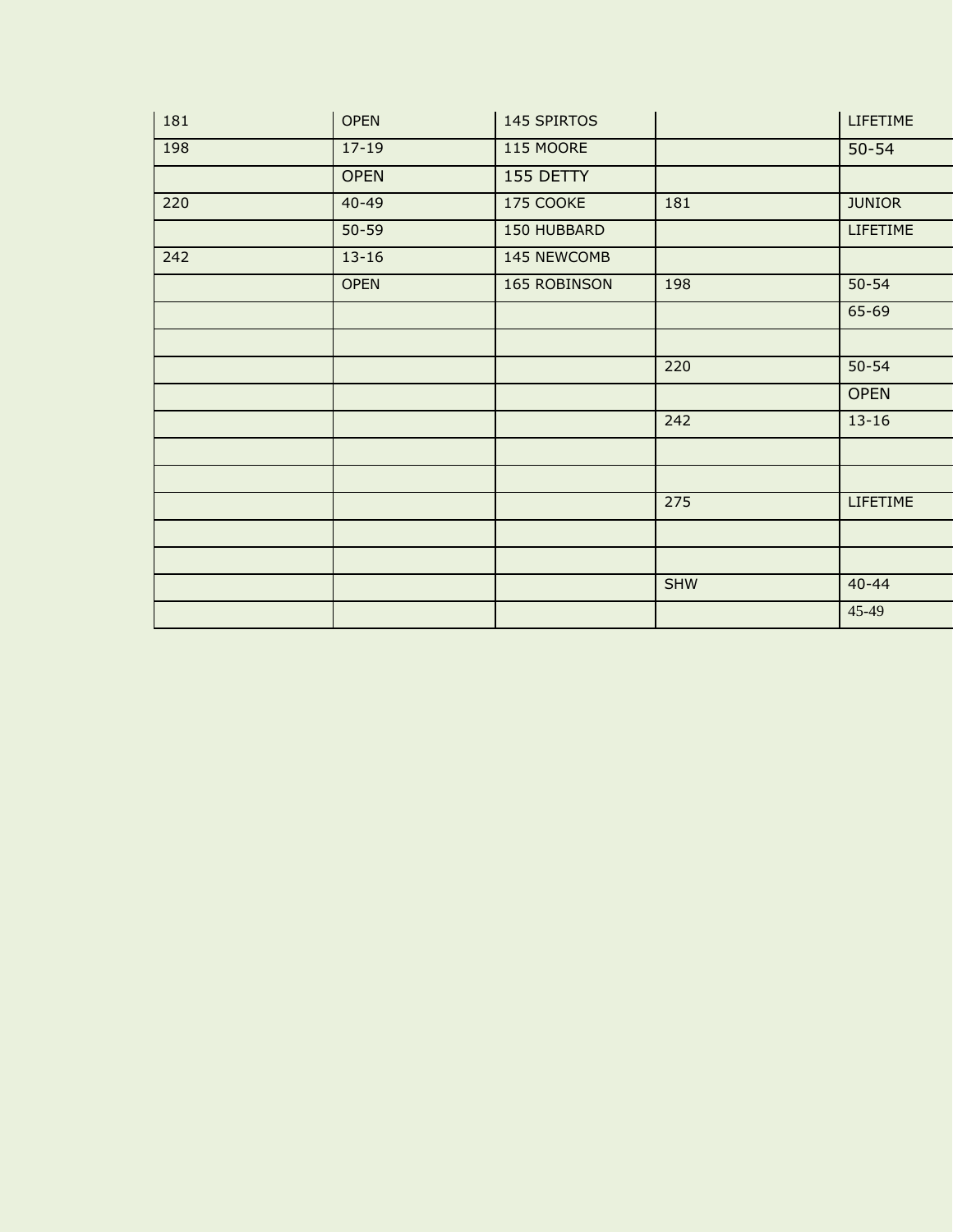| | | | | |
|---|---|---|---|---|
| 181 | OPEN | 145 SPIRTOS | | LIFETIME |
| 198 | 17-19 | 115 MOORE | | 50-54 |
| | OPEN | 155 DETTY | | |
| 220 | 40-49 | 175 COOKE | 181 | JUNIOR |
| | 50-59 | 150 HUBBARD | | LIFETIME |
| 242 | 13-16 | 145 NEWCOMB | | |
| | OPEN | 165 ROBINSON | 198 | 50-54 |
| | | | | 65-69 |
| | | | | |
| | | | 220 | 50-54 |
| | | | | OPEN |
| | | | 242 | 13-16 |
| | | | | |
| | | | | |
| | | | 275 | LIFETIME |
| | | | | |
| | | | | |
| | | | SHW | 40-44 |
| | | | | 45-49 |